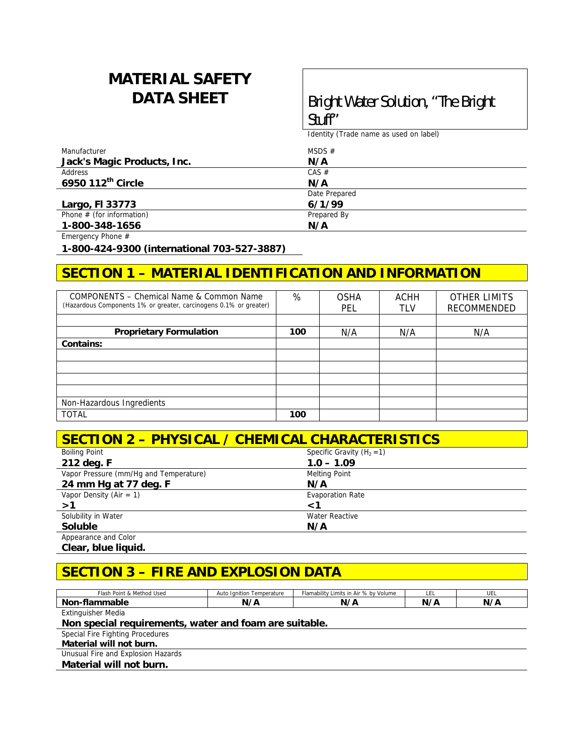# MATERIAL SAFETY DATA SHEET

**Bright Water Solution, "The Bright Stuff"**

Identity (Trade name as used on label)

| | |
|---|---|
| Manufacturer<br>**Jack's Magic Products, Inc.** | MSDS #<br>**N/A** |
| Address<br>**6950 112[th] Circle** | CAS #<br>**N/A** |
| **Largo, Fl 33773** | Date Prepared<br>**6/1/99** |
| Phone # (for information)<br>**1-800-348-1656** | Prepared By<br>**N/A** |

Emergency Phone #

**1-800-424-9300 (international 703-527-3887)**

## SECTION 1 – MATERIAL IDENTIFICATION AND INFORMATION

| COMPONENTS – Chemical Name & Common Name (Hazardous Components 1% or greater, carcinogens 0.1% or greater) | % | OSHA PEL | ACHH TLV | OTHER LIMITS RECOMMENDED |
|---|---|---|---|---|
| | | | | |
| **Proprietary Formulation** | **100** | N/A | N/A | N/A |
| **Contains:** | | | | |
| | | | | |
| | | | | |
| | | | | |
| | | | | |
| Non-Hazardous Ingredients | | | | |
| TOTAL | **100** | | | |

## SECTION 2 – PHYSICAL / CHEMICAL CHARACTERISTICS

| | |
|---|---|
| Boiling Point<br>**212 deg. F** | Specific Gravity ($H_2=1$)<br>**1.0 – 1.09** |
| Vapor Pressure (mm/Hg and Temperature)<br>**24 mm Hg at 77 deg. F** | Melting Point<br>**N/A** |
| Vapor Density (Air = 1)<br>**>1** | Evaporation Rate<br>**<1** |
| Solubility in Water<br>**Soluble** | Water Reactive<br>**N/A** |
| Appearance and Color<br>**Clear, blue liquid.** | |

## SECTION 3 – FIRE AND EXPLOSION DATA

| Flash Point & Method Used | Auto Ignition Temperature | Flamability Limits in Air % by Volume | LEL | UEL |
|---|---|---|---|---|
| **Non-flammable** | **N/A** | **N/A** | **N/A** | **N/A** |

Extinguisher Media

**Non special requirements, water and foam are suitable.**

Special Fire Fighting Procedures

**Material will not burn.**

Unusual Fire and Explosion Hazards

**Material will not burn.**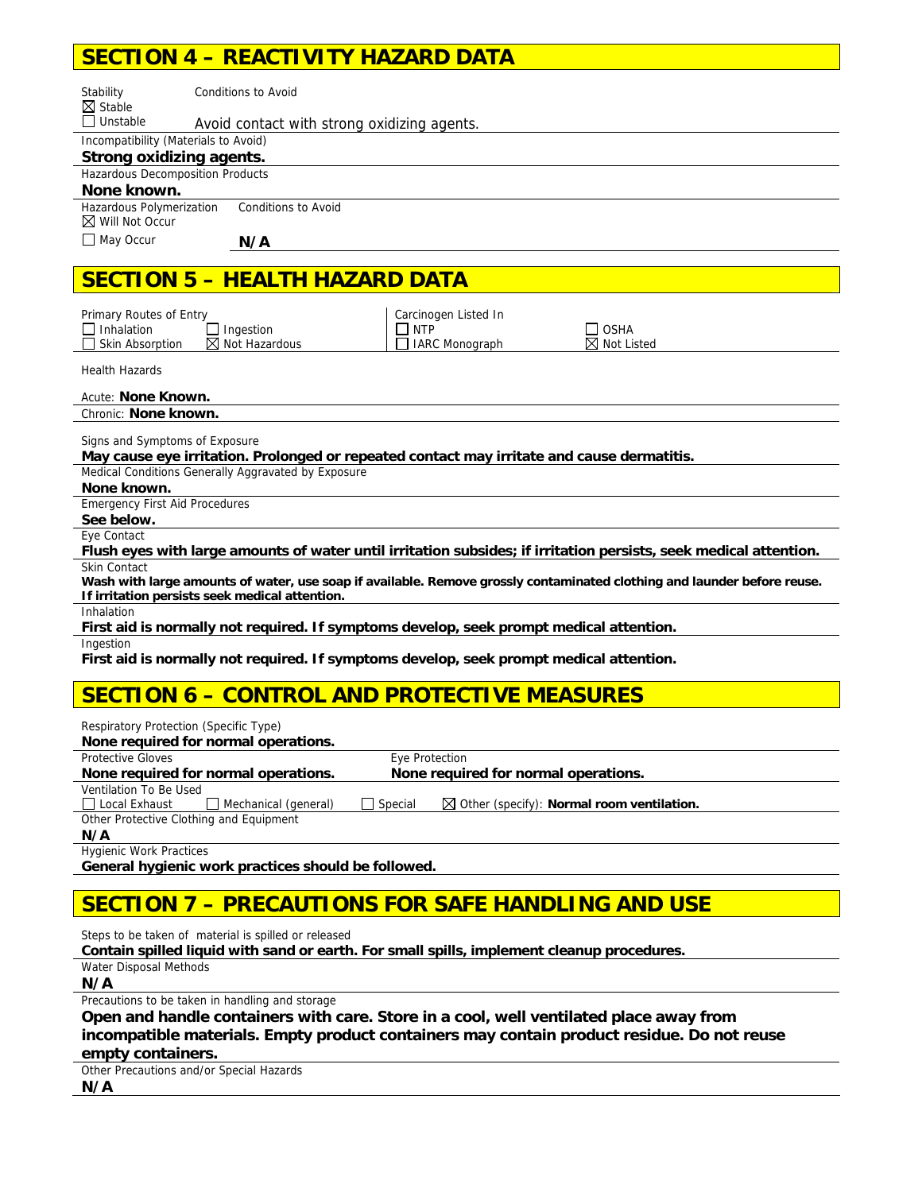## SECTION 4 – REACTIVITY HAZARD DATA

Stability
☒ Stable
☐ Unstable

Conditions to Avoid
**Avoid contact with strong oxidizing agents.**

Incompatibility (Materials to Avoid)
**Strong oxidizing agents.**

Hazardous Decomposition Products
**None known.**

Hazardous Polymerization
☒ Will Not Occur
☐ May Occur

Conditions to Avoid
**N/A**

## SECTION 5 – HEALTH HAZARD DATA

Primary Routes of Entry
☐ Inhalation ☐ Ingestion
☐ Skin Absorption ☒ Not Hazardous

Carcinogen Listed In
☐ NTP ☐ OSHA
☐ IARC Monograph ☒ Not Listed

Health Hazards

Acute: **None Known.**

Chronic: **None known.**

Signs and Symptoms of Exposure
**May cause eye irritation. Prolonged or repeated contact may irritate and cause dermatitis.**

Medical Conditions Generally Aggravated by Exposure
**None known.**

Emergency First Aid Procedures
**See below.**

Eye Contact
**Flush eyes with large amounts of water until irritation subsides; if irritation persists, seek medical attention.**

Skin Contact
**Wash with large amounts of water, use soap if available. Remove grossly contaminated clothing and launder before reuse. If irritation persists seek medical attention.**

Inhalation
**First aid is normally not required. If symptoms develop, seek prompt medical attention.**

Ingestion
**First aid is normally not required. If symptoms develop, seek prompt medical attention.**

## SECTION 6 – CONTROL AND PROTECTIVE MEASURES

Respiratory Protection (Specific Type)
**None required for normal operations.**

Protective Gloves
**None required for normal operations.**

Eye Protection
**None required for normal operations.**

Ventilation To Be Used
☐ Local Exhaust ☐ Mechanical (general) ☐ Special ☒ Other (specify): **Normal room ventilation.**

Other Protective Clothing and Equipment
**N/A**

Hygienic Work Practices
**General hygienic work practices should be followed.**

## SECTION 7 – PRECAUTIONS FOR SAFE HANDLING AND USE

Steps to be taken of material is spilled or released
**Contain spilled liquid with sand or earth. For small spills, implement cleanup procedures.**

Water Disposal Methods
**N/A**

Precautions to be taken in handling and storage
**Open and handle containers with care. Store in a cool, well ventilated place away from incompatible materials. Empty product containers may contain product residue. Do not reuse empty containers.**

Other Precautions and/or Special Hazards
**N/A**